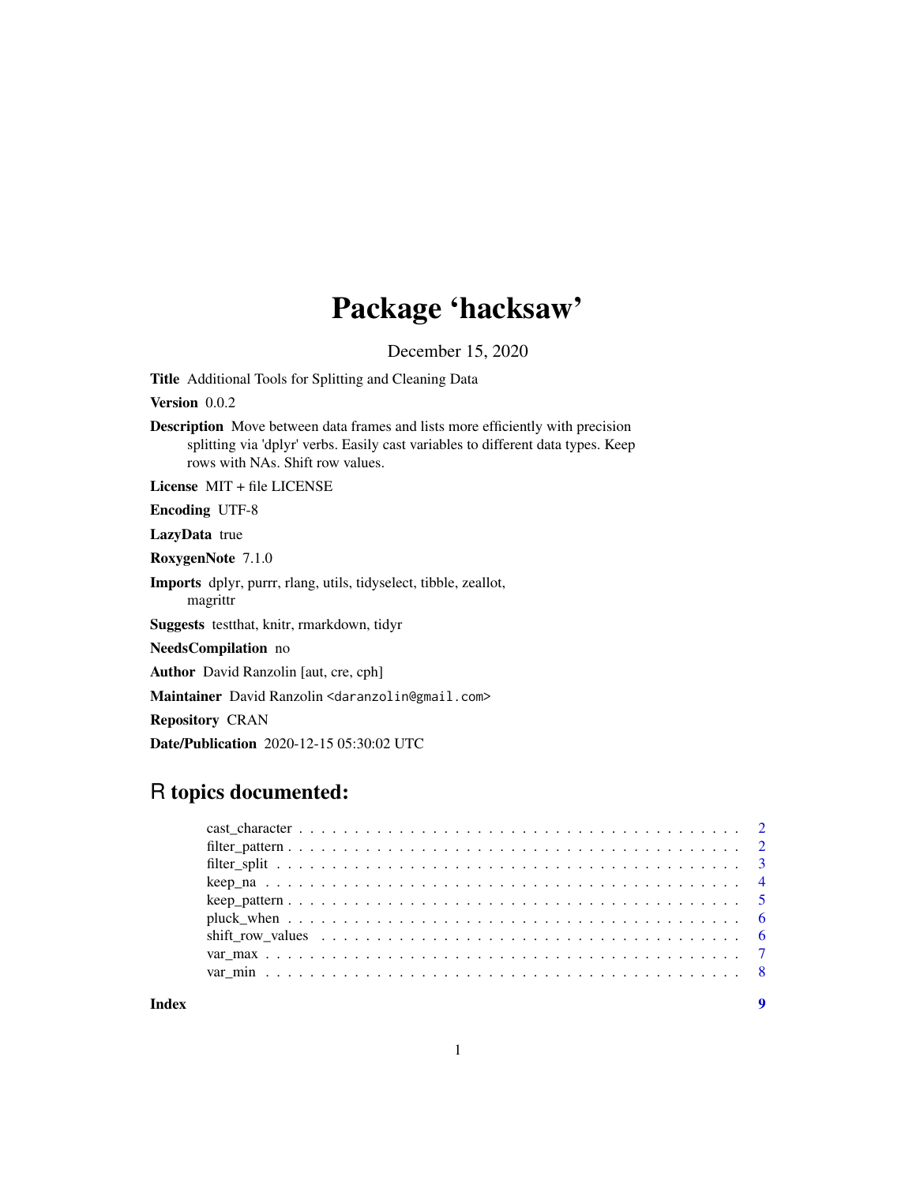# Package 'hacksaw'

December 15, 2020

**Title** Additional Tools for Splitting and Cleaning Data

**Version** 0.0.2

**Description** Move between data frames and lists more efficiently with precision splitting via 'dplyr' verbs. Easily cast variables to different data types. Keep rows with NAs. Shift row values.

**License** MIT + file LICENSE

**Encoding** UTF-8

**LazyData** true

**RoxygenNote** 7.1.0

**Imports** dplyr, purrr, rlang, utils, tidyselect, tibble, zeallot, magrittr

**Suggests** testthat, knitr, rmarkdown, tidyr

**NeedsCompilation** no

**Author** David Ranzolin [aut, cre, cph]

**Maintainer** David Ranzolin <daranzolin@gmail.com>

**Repository** CRAN

**Date/Publication** 2020-12-15 05:30:02 UTC

## R topics documented:

- cast_character . . . . . . . . . . . . . . . . . . . . . . . . . . . . . . . . . . . . . . . . 2
- filter_pattern . . . . . . . . . . . . . . . . . . . . . . . . . . . . . . . . . . . . . . . . 2
- filter_split . . . . . . . . . . . . . . . . . . . . . . . . . . . . . . . . . . . . . . . . . . 3
- keep_na . . . . . . . . . . . . . . . . . . . . . . . . . . . . . . . . . . . . . . . . . . . 4
- keep_pattern . . . . . . . . . . . . . . . . . . . . . . . . . . . . . . . . . . . . . . . . 5
- pluck_when . . . . . . . . . . . . . . . . . . . . . . . . . . . . . . . . . . . . . . . . . 6
- shift_row_values . . . . . . . . . . . . . . . . . . . . . . . . . . . . . . . . . . . . . . 6
- var_max . . . . . . . . . . . . . . . . . . . . . . . . . . . . . . . . . . . . . . . . . . . 7
- var_min . . . . . . . . . . . . . . . . . . . . . . . . . . . . . . . . . . . . . . . . . . . 8

**Index** 9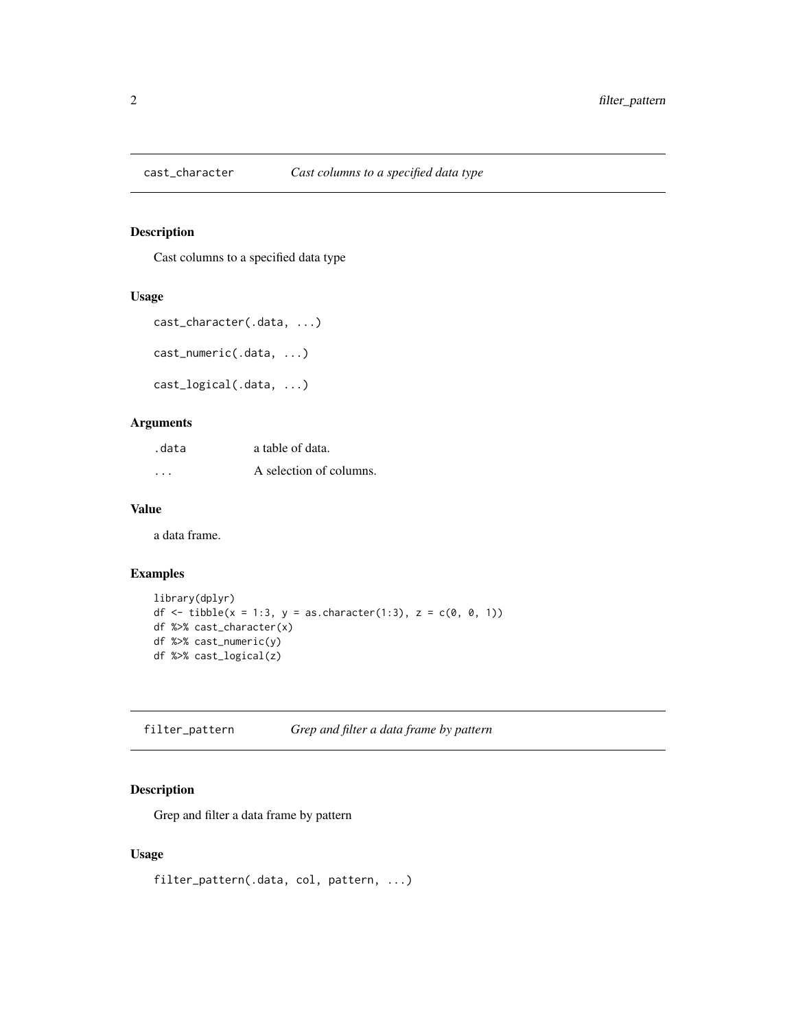## cast_character *Cast columns to a specified data type*

### Description

Cast columns to a specified data type

### Usage

```
cast_character(.data, ...)

cast_numeric(.data, ...)

cast_logical(.data, ...)
```

### Arguments

| | |
|---|---|
| .data | a table of data. |
| ... | A selection of columns. |

### Value

a data frame.

### Examples

```
library(dplyr)
df <- tibble(x = 1:3, y = as.character(1:3), z = c(0, 0, 1))
df %>% cast_character(x)
df %>% cast_numeric(y)
df %>% cast_logical(z)
```

## filter_pattern *Grep and filter a data frame by pattern*

### Description

Grep and filter a data frame by pattern

### Usage

```
filter_pattern(.data, col, pattern, ...)
```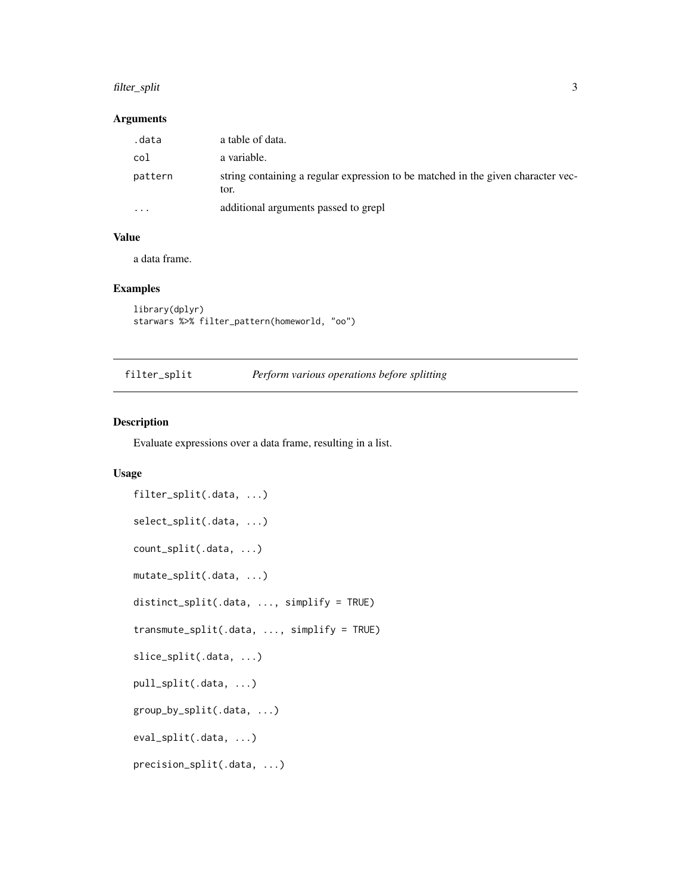## Arguments

| | |
|---|---|
| .data | a table of data. |
| col | a variable. |
| pattern | string containing a regular expression to be matched in the given character vector. |
| ... | additional arguments passed to grepl |

## Value

a data frame.

## Examples

```
library(dplyr)
starwars %>% filter_pattern(homeworld, "oo")
```

---

# filter_split *Perform various operations before splitting*

## Description

Evaluate expressions over a data frame, resulting in a list.

## Usage

```
filter_split(.data, ...)

select_split(.data, ...)

count_split(.data, ...)

mutate_split(.data, ...)

distinct_split(.data, ..., simplify = TRUE)

transmute_split(.data, ..., simplify = TRUE)

slice_split(.data, ...)

pull_split(.data, ...)

group_by_split(.data, ...)

eval_split(.data, ...)

precision_split(.data, ...)
```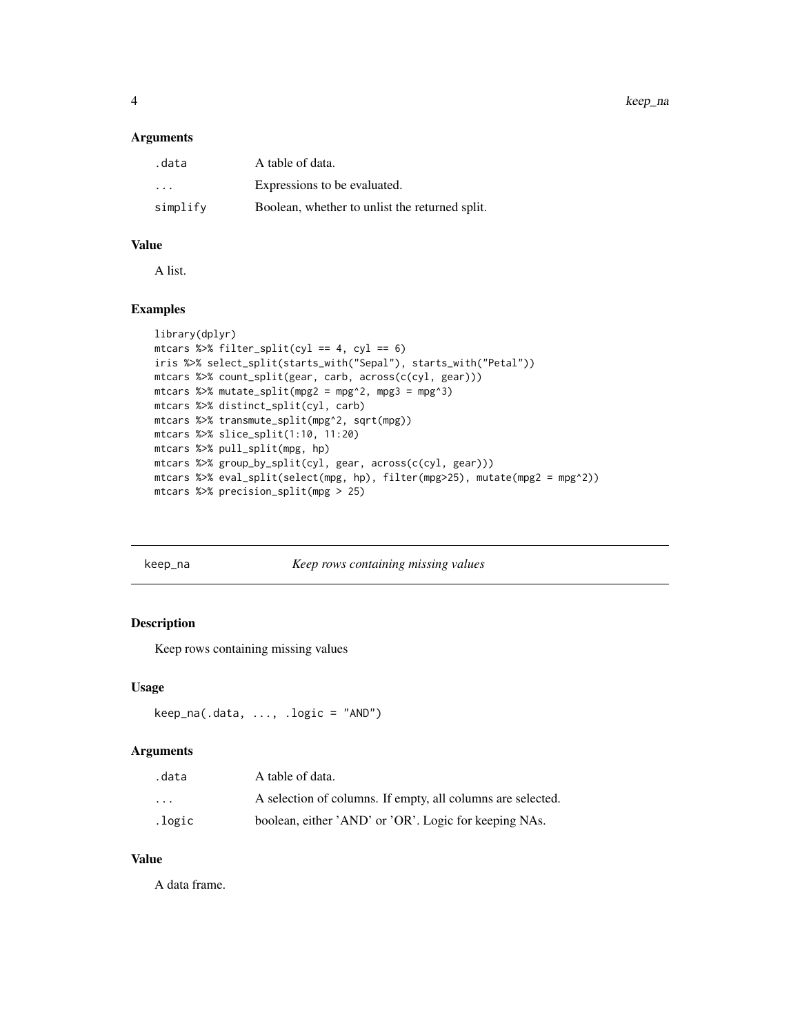### Arguments

| | |
|---|---|
| .data | A table of data. |
| ... | Expressions to be evaluated. |
| simplify | Boolean, whether to unlist the returned split. |

### Value

A list.

### Examples

```
library(dplyr)
mtcars %>% filter_split(cyl == 4, cyl == 6)
iris %>% select_split(starts_with("Sepal"), starts_with("Petal"))
mtcars %>% count_split(gear, carb, across(c(cyl, gear)))
mtcars %>% mutate_split(mpg2 = mpg^2, mpg3 = mpg^3)
mtcars %>% distinct_split(cyl, carb)
mtcars %>% transmute_split(mpg^2, sqrt(mpg))
mtcars %>% slice_split(1:10, 11:20)
mtcars %>% pull_split(mpg, hp)
mtcars %>% group_by_split(cyl, gear, across(c(cyl, gear)))
mtcars %>% eval_split(select(mpg, hp), filter(mpg>25), mutate(mpg2 = mpg^2))
mtcars %>% precision_split(mpg > 25)
```

## keep_na *Keep rows containing missing values*

### Description

Keep rows containing missing values

### Usage

```
keep_na(.data, ..., .logic = "AND")
```

### Arguments

| | |
|---|---|
| .data | A table of data. |
| ... | A selection of columns. If empty, all columns are selected. |
| .logic | boolean, either 'AND' or 'OR'. Logic for keeping NAs. |

### Value

A data frame.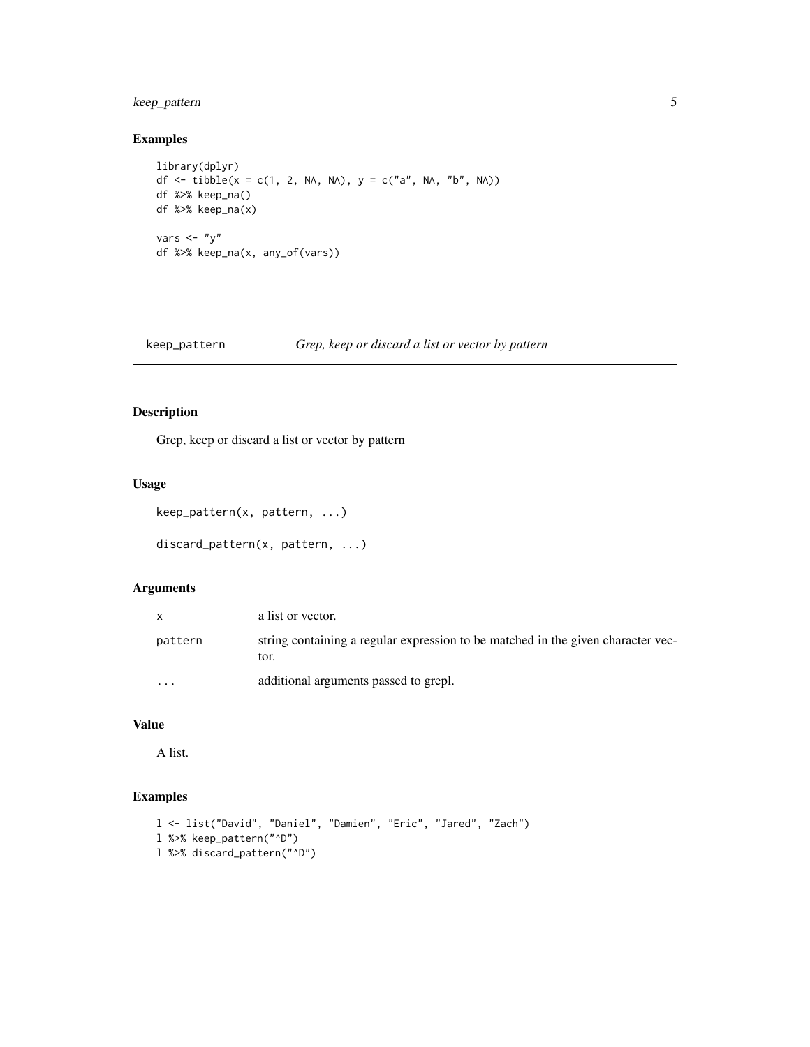## Examples

```
library(dplyr)
df <- tibble(x = c(1, 2, NA, NA), y = c("a", NA, "b", NA))
df %>% keep_na()
df %>% keep_na(x)

vars <- "y"
df %>% keep_na(x, any_of(vars))
```

---

# keep_pattern    *Grep, keep or discard a list or vector by pattern*

---

## Description

Grep, keep or discard a list or vector by pattern

## Usage

```
keep_pattern(x, pattern, ...)

discard_pattern(x, pattern, ...)
```

## Arguments

| | |
|---|---|
| x | a list or vector. |
| pattern | string containing a regular expression to be matched in the given character vector. |
| ... | additional arguments passed to grepl. |

## Value

A list.

## Examples

```
l <- list("David", "Daniel", "Damien", "Eric", "Jared", "Zach")
l %>% keep_pattern("^D")
l %>% discard_pattern("^D")
```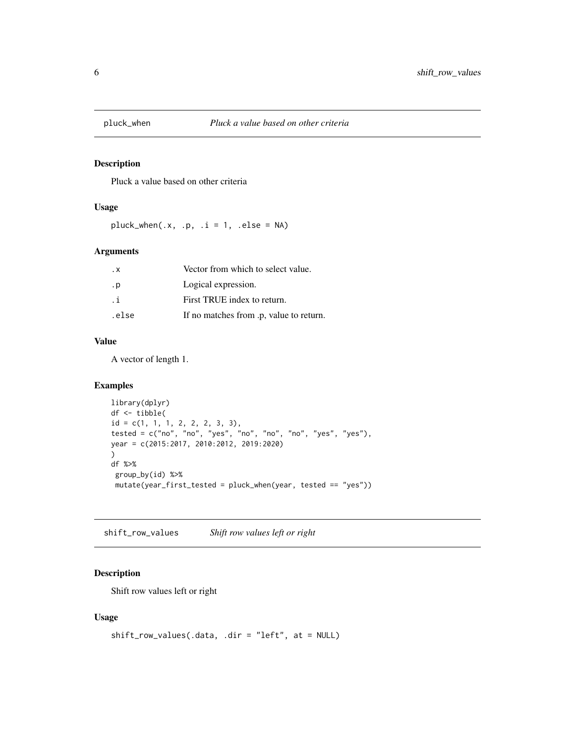## pluck_when *Pluck a value based on other criteria*

### Description

Pluck a value based on other criteria

### Usage

```
pluck_when(.x, .p, .i = 1, .else = NA)
```

### Arguments

| | |
|---|---|
| `.x` | Vector from which to select value. |
| `.p` | Logical expression. |
| `.i` | First TRUE index to return. |
| `.else` | If no matches from .p, value to return. |

### Value

A vector of length 1.

### Examples

```
library(dplyr)
df <- tibble(
id = c(1, 1, 1, 2, 2, 2, 3, 3),
tested = c("no", "no", "yes", "no", "no", "no", "yes", "yes"),
year = c(2015:2017, 2010:2012, 2019:2020)
)
df %>%
 group_by(id) %>%
 mutate(year_first_tested = pluck_when(year, tested == "yes"))
```

## shift_row_values *Shift row values left or right*

### Description

Shift row values left or right

### Usage

```
shift_row_values(.data, .dir = "left", at = NULL)
```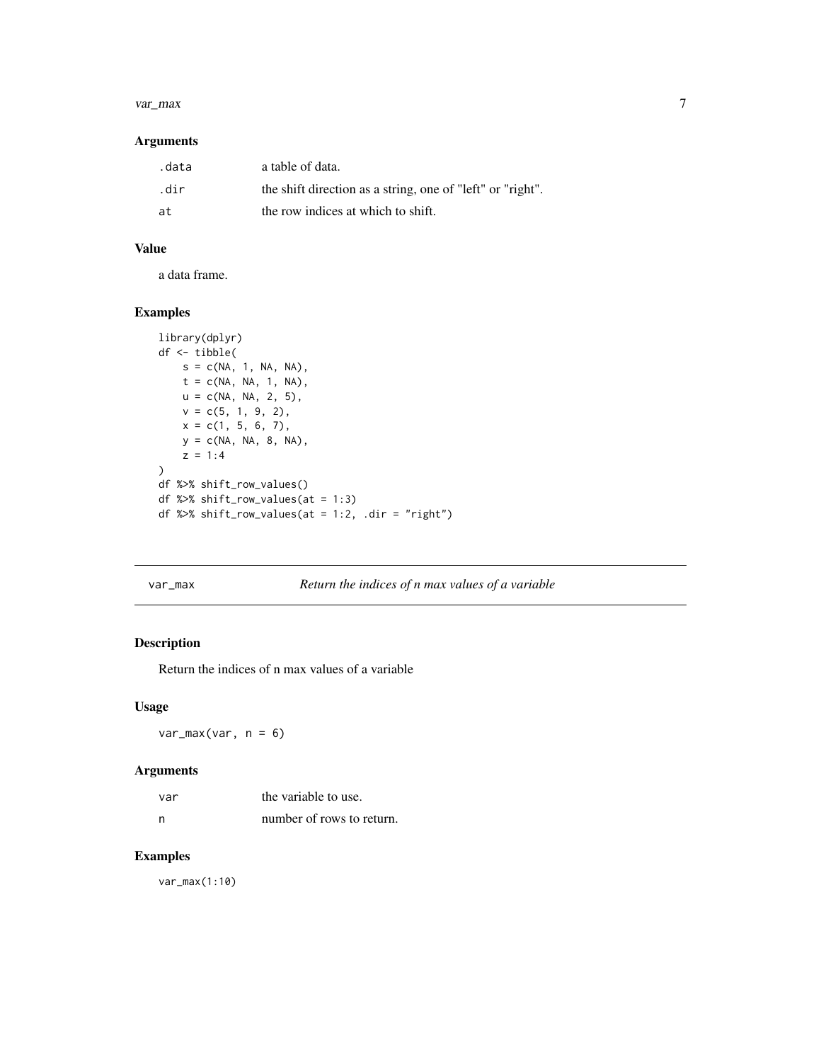### Arguments

| | |
|---|---|
| .data | a table of data. |
| .dir | the shift direction as a string, one of "left" or "right". |
| at | the row indices at which to shift. |

### Value

a data frame.

### Examples

```
library(dplyr)
df <- tibble(
    s = c(NA, 1, NA, NA),
    t = c(NA, NA, 1, NA),
    u = c(NA, NA, 2, 5),
    v = c(5, 1, 9, 2),
    x = c(1, 5, 6, 7),
    y = c(NA, NA, 8, NA),
    z = 1:4
)
df %>% shift_row_values()
df %>% shift_row_values(at = 1:3)
df %>% shift_row_values(at = 1:2, .dir = "right")
```

---

## var_max — *Return the indices of n max values of a variable*

---

### Description

Return the indices of n max values of a variable

### Usage

```
var_max(var, n = 6)
```

### Arguments

| | |
|---|---|
| var | the variable to use. |
| n | number of rows to return. |

### Examples

```
var_max(1:10)
```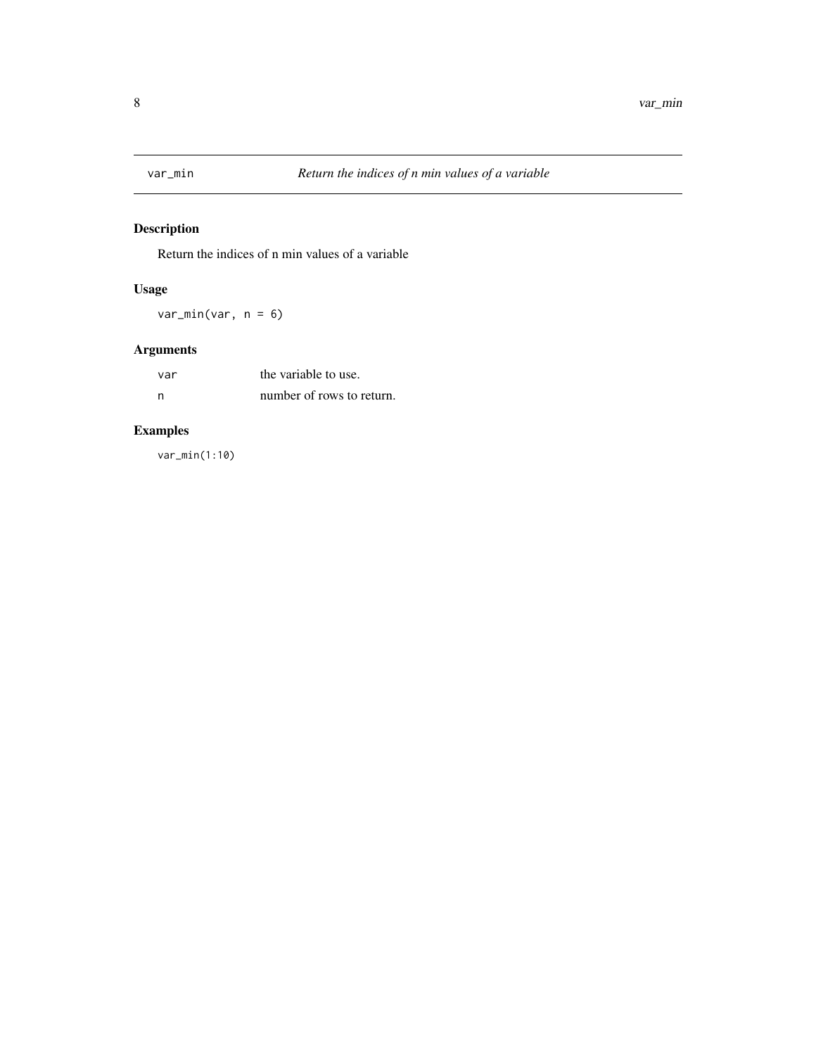# var_min *Return the indices of n min values of a variable*

## Description

Return the indices of n min values of a variable

## Usage

```
var_min(var, n = 6)
```

## Arguments

| | |
|---|---|
| var | the variable to use. |
| n | number of rows to return. |

## Examples

```
var_min(1:10)
```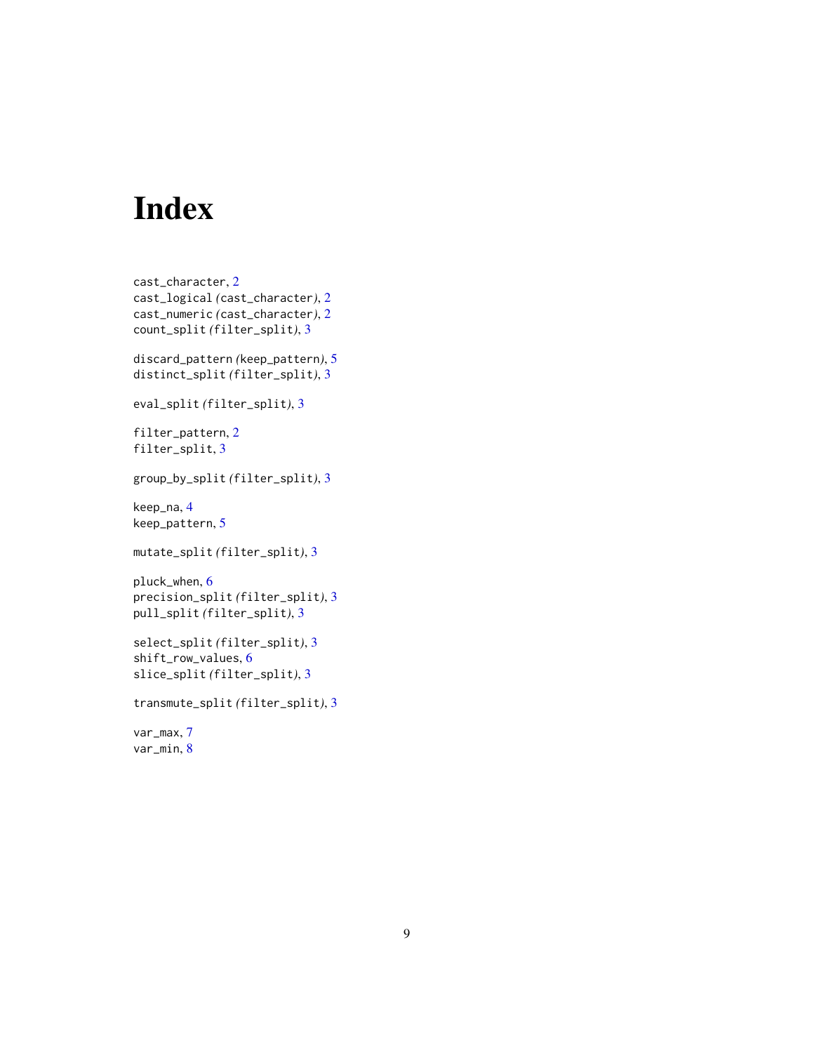# Index

cast_character, 2
cast_logical *(*cast_character*)*, 2
cast_numeric *(*cast_character*)*, 2
count_split *(*filter_split*)*, 3

discard_pattern *(*keep_pattern*)*, 5
distinct_split *(*filter_split*)*, 3

eval_split *(*filter_split*)*, 3

filter_pattern, 2
filter_split, 3

group_by_split *(*filter_split*)*, 3

keep_na, 4
keep_pattern, 5

mutate_split *(*filter_split*)*, 3

pluck_when, 6
precision_split *(*filter_split*)*, 3
pull_split *(*filter_split*)*, 3

select_split *(*filter_split*)*, 3
shift_row_values, 6
slice_split *(*filter_split*)*, 3

transmute_split *(*filter_split*)*, 3

var_max, 7
var_min, 8